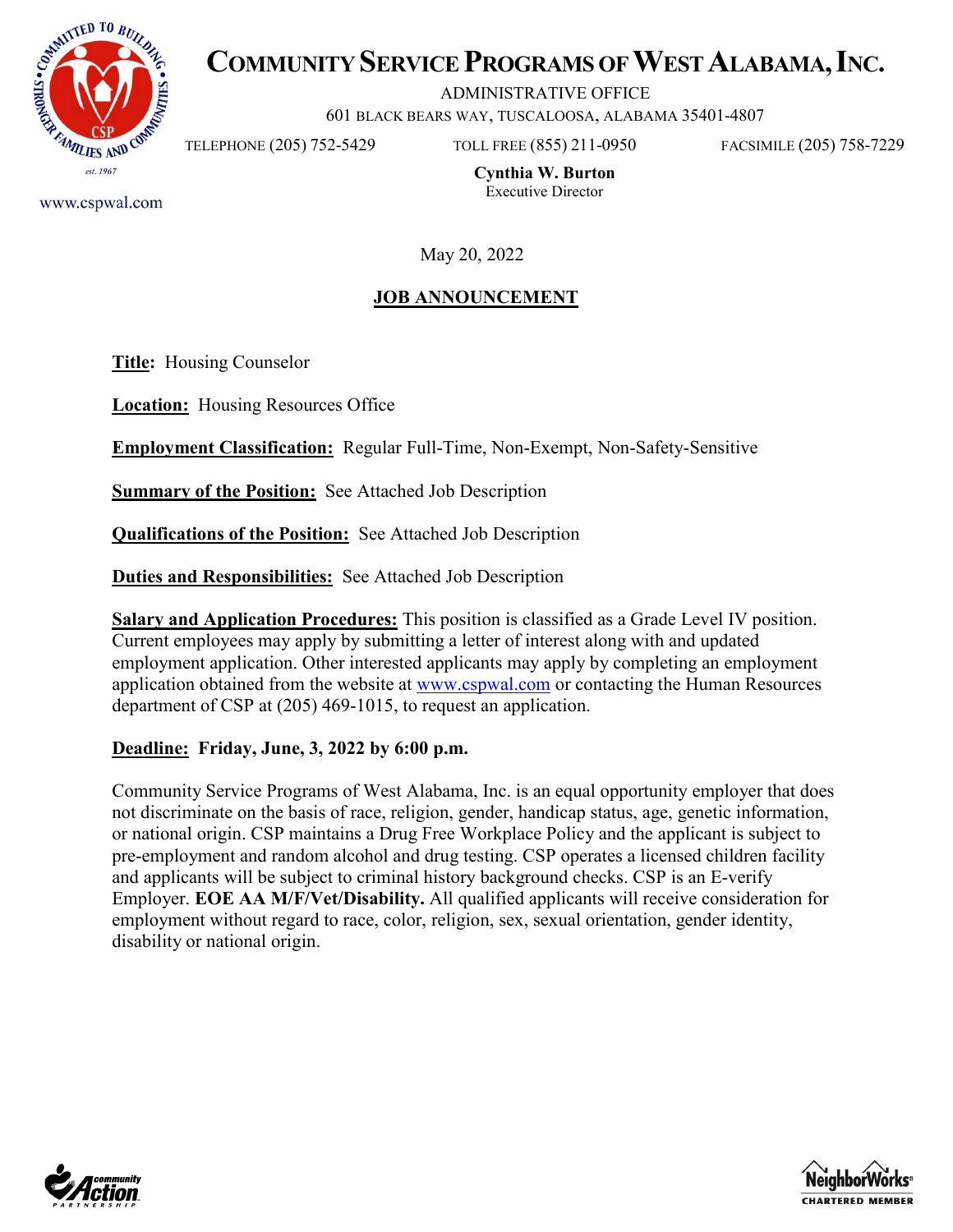# COMMUNITY SERVICE PROGRAMS OF WEST ALABAMA, INC.

ADMINISTRATIVE OFFICE
601 BLACK BEARS WAY, TUSCALOOSA, ALABAMA 35401-4807

TELEPHONE (205) 752-5429 TOLL FREE (855) 211-0950 FACSIMILE (205) 758-7229

**Cynthia W. Burton**
Executive Director

www.cspwal.com

May 20, 2022

## JOB ANNOUNCEMENT

**Title:** Housing Counselor

**Location:** Housing Resources Office

**Employment Classification:** Regular Full-Time, Non-Exempt, Non-Safety-Sensitive

**Summary of the Position:** See Attached Job Description

**Qualifications of the Position:** See Attached Job Description

**Duties and Responsibilities:** See Attached Job Description

**Salary and Application Procedures:** This position is classified as a Grade Level IV position. Current employees may apply by submitting a letter of interest along with and updated employment application. Other interested applicants may apply by completing an employment application obtained from the website at www.cspwal.com or contacting the Human Resources department of CSP at (205) 469-1015, to request an application.

**Deadline: Friday, June, 3, 2022 by 6:00 p.m.**

Community Service Programs of West Alabama, Inc. is an equal opportunity employer that does not discriminate on the basis of race, religion, gender, handicap status, age, genetic information, or national origin. CSP maintains a Drug Free Workplace Policy and the applicant is subject to pre-employment and random alcohol and drug testing. CSP operates a licensed children facility and applicants will be subject to criminal history background checks. CSP is an E-verify Employer. **EOE AA M/F/Vet/Disability.** All qualified applicants will receive consideration for employment without regard to race, color, religion, sex, sexual orientation, gender identity, disability or national origin.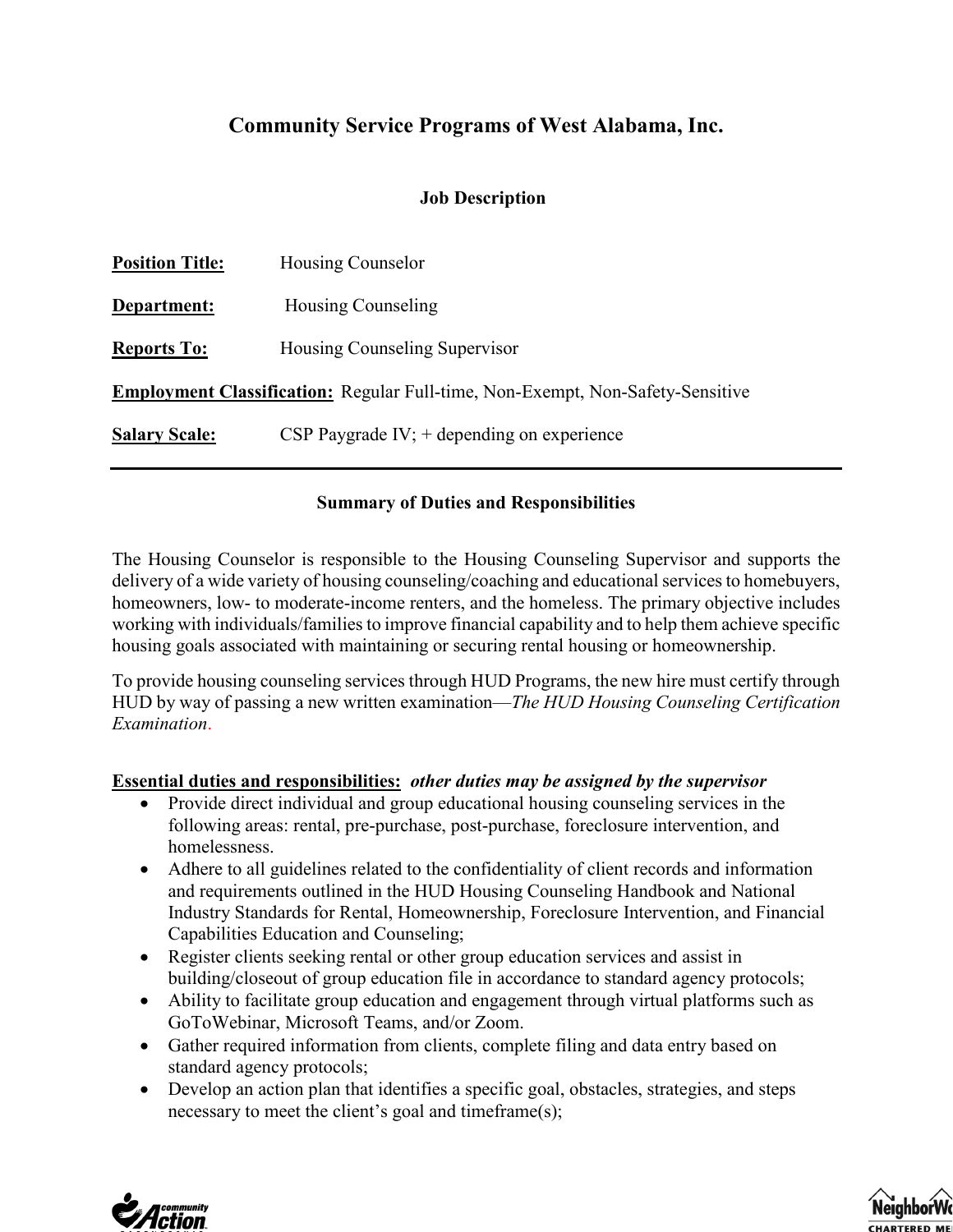# Community Service Programs of West Alabama, Inc.

### Job Description

**Position Title:** Housing Counselor

**Department:** Housing Counseling

**Reports To:** Housing Counseling Supervisor

**Employment Classification:** Regular Full-time, Non-Exempt, Non-Safety-Sensitive

**Salary Scale:** CSP Paygrade IV; + depending on experience

---

### Summary of Duties and Responsibilities

The Housing Counselor is responsible to the Housing Counseling Supervisor and supports the delivery of a wide variety of housing counseling/coaching and educational services to homebuyers, homeowners, low- to moderate-income renters, and the homeless. The primary objective includes working with individuals/families to improve financial capability and to help them achieve specific housing goals associated with maintaining or securing rental housing or homeownership.

To provide housing counseling services through HUD Programs, the new hire must certify through HUD by way of passing a new written examination—*The HUD Housing Counseling Certification Examination*.

**Essential duties and responsibilities:** ***other duties may be assigned by the supervisor***

- Provide direct individual and group educational housing counseling services in the following areas: rental, pre-purchase, post-purchase, foreclosure intervention, and homelessness.
- Adhere to all guidelines related to the confidentiality of client records and information and requirements outlined in the HUD Housing Counseling Handbook and National Industry Standards for Rental, Homeownership, Foreclosure Intervention, and Financial Capabilities Education and Counseling;
- Register clients seeking rental or other group education services and assist in building/closeout of group education file in accordance to standard agency protocols;
- Ability to facilitate group education and engagement through virtual platforms such as GoToWebinar, Microsoft Teams, and/or Zoom.
- Gather required information from clients, complete filing and data entry based on standard agency protocols;
- Develop an action plan that identifies a specific goal, obstacles, strategies, and steps necessary to meet the client's goal and timeframe(s);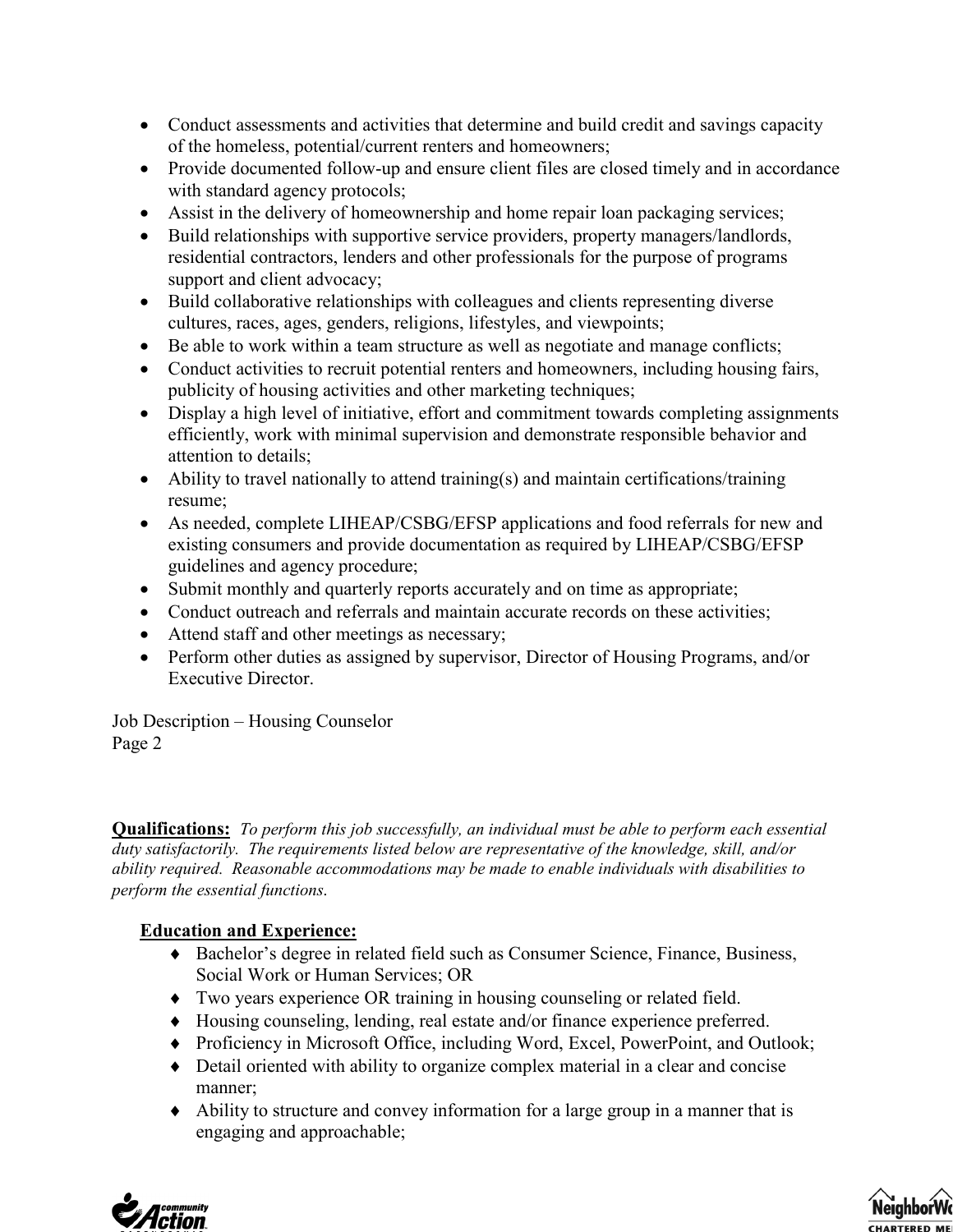- Conduct assessments and activities that determine and build credit and savings capacity of the homeless, potential/current renters and homeowners;
- Provide documented follow-up and ensure client files are closed timely and in accordance with standard agency protocols;
- Assist in the delivery of homeownership and home repair loan packaging services;
- Build relationships with supportive service providers, property managers/landlords, residential contractors, lenders and other professionals for the purpose of programs support and client advocacy;
- Build collaborative relationships with colleagues and clients representing diverse cultures, races, ages, genders, religions, lifestyles, and viewpoints;
- Be able to work within a team structure as well as negotiate and manage conflicts;
- Conduct activities to recruit potential renters and homeowners, including housing fairs, publicity of housing activities and other marketing techniques;
- Display a high level of initiative, effort and commitment towards completing assignments efficiently, work with minimal supervision and demonstrate responsible behavior and attention to details;
- Ability to travel nationally to attend training(s) and maintain certifications/training resume;
- As needed, complete LIHEAP/CSBG/EFSP applications and food referrals for new and existing consumers and provide documentation as required by LIHEAP/CSBG/EFSP guidelines and agency procedure;
- Submit monthly and quarterly reports accurately and on time as appropriate;
- Conduct outreach and referrals and maintain accurate records on these activities;
- Attend staff and other meetings as necessary;
- Perform other duties as assigned by supervisor, Director of Housing Programs, and/or Executive Director.

**Qualifications:** *To perform this job successfully, an individual must be able to perform each essential duty satisfactorily. The requirements listed below are representative of the knowledge, skill, and/or ability required. Reasonable accommodations may be made to enable individuals with disabilities to perform the essential functions.*

**Education and Experience:**

- Bachelor's degree in related field such as Consumer Science, Finance, Business, Social Work or Human Services; OR
- Two years experience OR training in housing counseling or related field.
- Housing counseling, lending, real estate and/or finance experience preferred.
- Proficiency in Microsoft Office, including Word, Excel, PowerPoint, and Outlook;
- Detail oriented with ability to organize complex material in a clear and concise manner;
- Ability to structure and convey information for a large group in a manner that is engaging and approachable;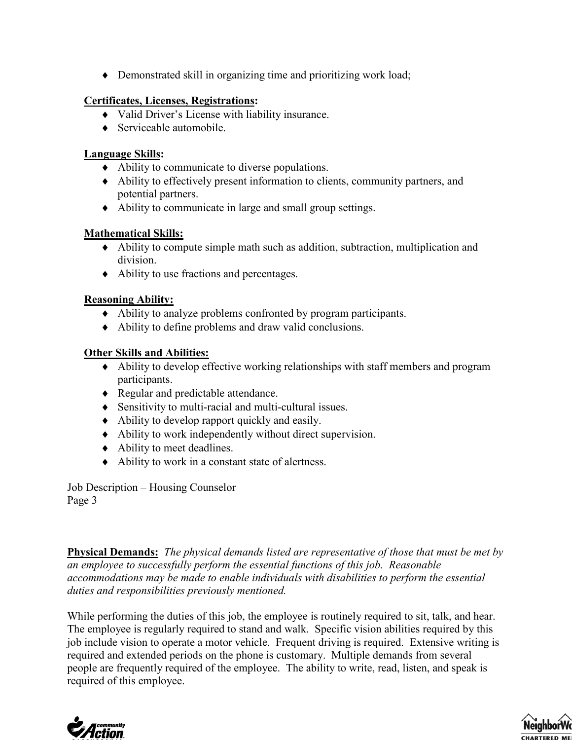- Demonstrated skill in organizing time and prioritizing work load;

**Certificates, Licenses, Registrations:**

- Valid Driver's License with liability insurance.
- Serviceable automobile.

**Language Skills:**

- Ability to communicate to diverse populations.
- Ability to effectively present information to clients, community partners, and potential partners.
- Ability to communicate in large and small group settings.

**Mathematical Skills:**

- Ability to compute simple math such as addition, subtraction, multiplication and division.
- Ability to use fractions and percentages.

**Reasoning Ability:**

- Ability to analyze problems confronted by program participants.
- Ability to define problems and draw valid conclusions.

**Other Skills and Abilities:**

- Ability to develop effective working relationships with staff members and program participants.
- Regular and predictable attendance.
- Sensitivity to multi-racial and multi-cultural issues.
- Ability to develop rapport quickly and easily.
- Ability to work independently without direct supervision.
- Ability to meet deadlines.
- Ability to work in a constant state of alertness.

**Physical Demands:** *The physical demands listed are representative of those that must be met by an employee to successfully perform the essential functions of this job. Reasonable accommodations may be made to enable individuals with disabilities to perform the essential duties and responsibilities previously mentioned.*

While performing the duties of this job, the employee is routinely required to sit, talk, and hear. The employee is regularly required to stand and walk. Specific vision abilities required by this job include vision to operate a motor vehicle. Frequent driving is required. Extensive writing is required and extended periods on the phone is customary. Multiple demands from several people are frequently required of the employee. The ability to write, read, listen, and speak is required of this employee.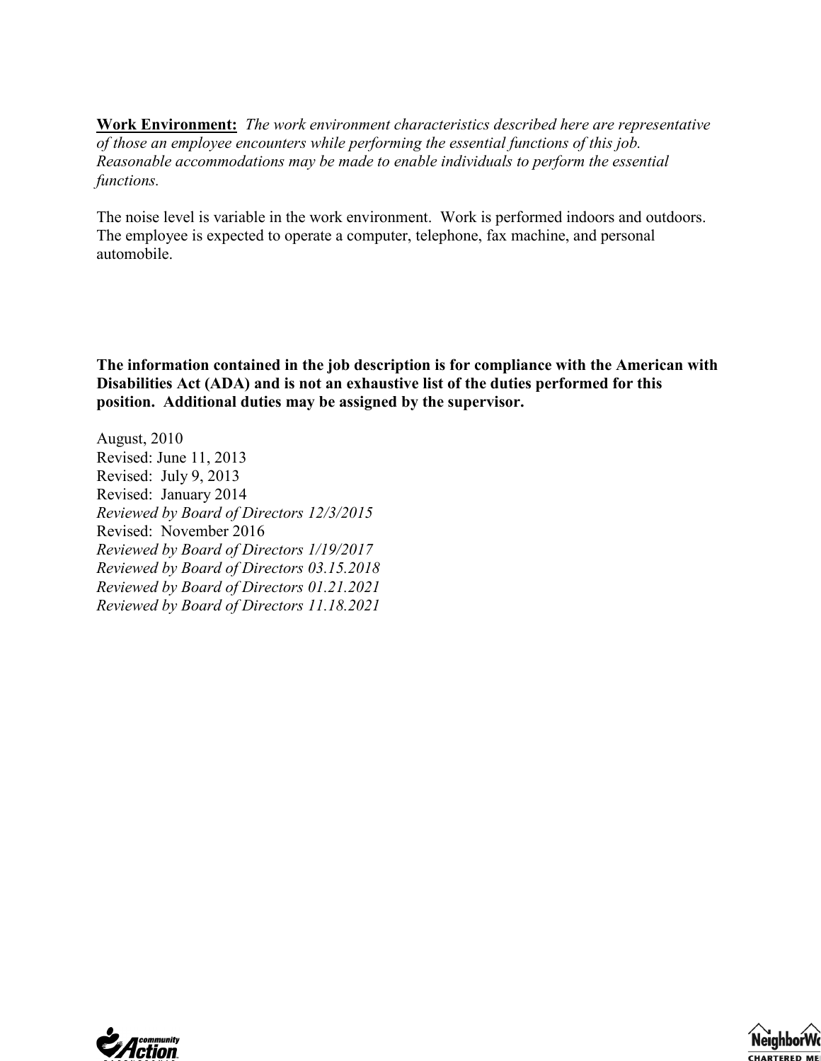**<u>Work Environment:</u>** *The work environment characteristics described here are representative of those an employee encounters while performing the essential functions of this job. Reasonable accommodations may be made to enable individuals to perform the essential functions.*

The noise level is variable in the work environment. Work is performed indoors and outdoors. The employee is expected to operate a computer, telephone, fax machine, and personal automobile.

**The information contained in the job description is for compliance with the American with Disabilities Act (ADA) and is not an exhaustive list of the duties performed for this position. Additional duties may be assigned by the supervisor.**

August, 2010
Revised: June 11, 2013
Revised: July 9, 2013
Revised: January 2014
*Reviewed by Board of Directors 12/3/2015*
Revised: November 2016
*Reviewed by Board of Directors 1/19/2017*
*Reviewed by Board of Directors 03.15.2018*
*Reviewed by Board of Directors 01.21.2021*
*Reviewed by Board of Directors 11.18.2021*